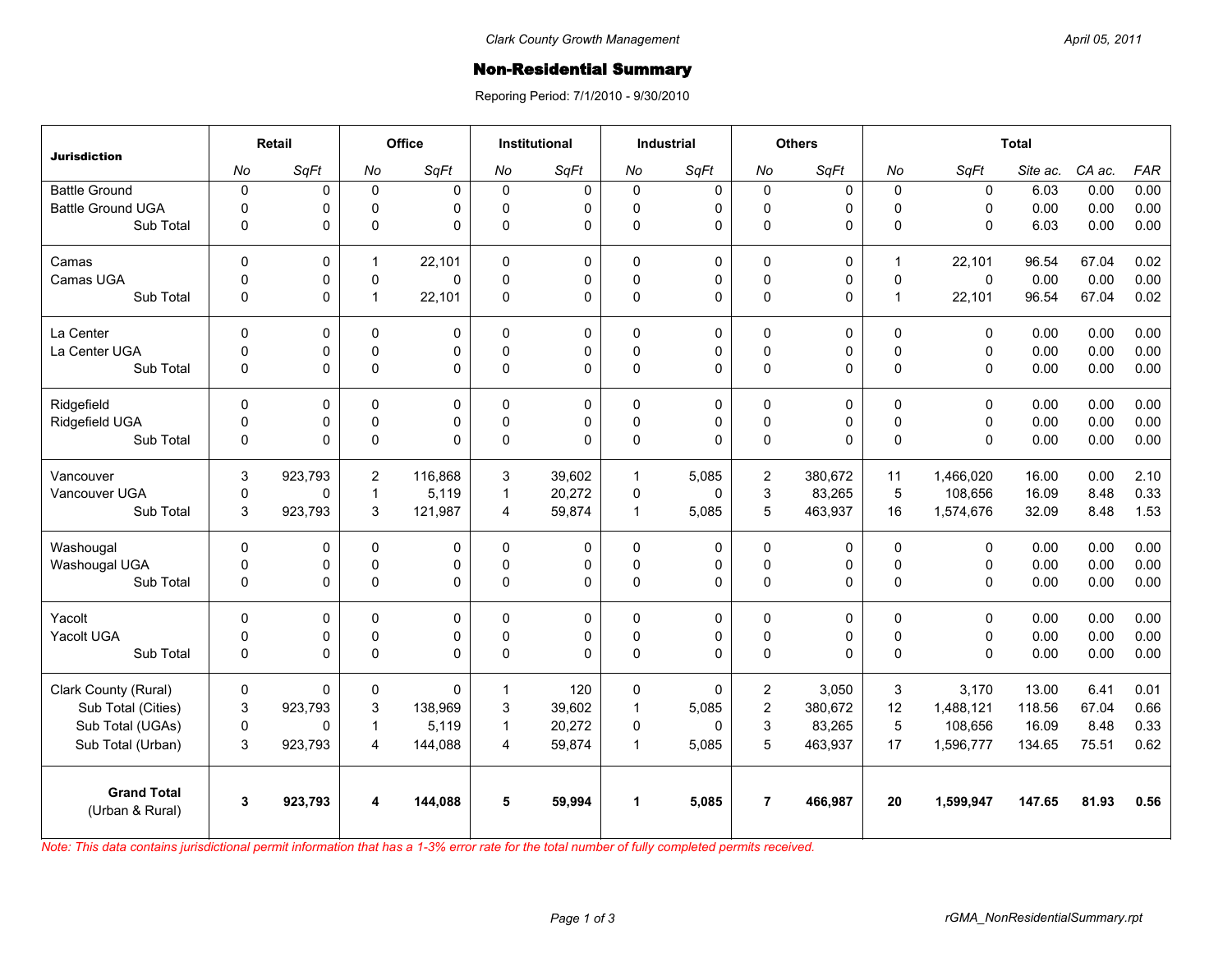Clark County Growth Management

April 05, 2011

# Non-Residential Summary

Reporing Period: 7/1/2010 - 9/30/2010

| Jurisdiction | Retail | | Office | | Institutional | | Industrial | | Others | | Total | | | | |
|---|---|---|---|---|---|---|---|---|---|---|---|---|---|---|---|
| | *No* | *SqFt* | *No* | *SqFt* | *No* | *SqFt* | *No* | *SqFt* | *No* | *SqFt* | *No* | *SqFt* | *Site ac.* | *CA ac.* | *FAR* |
| Battle Ground | 0 | 0 | 0 | 0 | 0 | 0 | 0 | 0 | 0 | 0 | 0 | 0 | 6.03 | 0.00 | 0.00 |
| Battle Ground UGA | 0 | 0 | 0 | 0 | 0 | 0 | 0 | 0 | 0 | 0 | 0 | 0 | 0.00 | 0.00 | 0.00 |
| Sub Total | 0 | 0 | 0 | 0 | 0 | 0 | 0 | 0 | 0 | 0 | 0 | 0 | 6.03 | 0.00 | 0.00 |
| Camas | 0 | 0 | 1 | 22,101 | 0 | 0 | 0 | 0 | 0 | 0 | 1 | 22,101 | 96.54 | 67.04 | 0.02 |
| Camas UGA | 0 | 0 | 0 | 0 | 0 | 0 | 0 | 0 | 0 | 0 | 0 | 0 | 0.00 | 0.00 | 0.00 |
| Sub Total | 0 | 0 | 1 | 22,101 | 0 | 0 | 0 | 0 | 0 | 0 | 1 | 22,101 | 96.54 | 67.04 | 0.02 |
| La Center | 0 | 0 | 0 | 0 | 0 | 0 | 0 | 0 | 0 | 0 | 0 | 0 | 0.00 | 0.00 | 0.00 |
| La Center UGA | 0 | 0 | 0 | 0 | 0 | 0 | 0 | 0 | 0 | 0 | 0 | 0 | 0.00 | 0.00 | 0.00 |
| Sub Total | 0 | 0 | 0 | 0 | 0 | 0 | 0 | 0 | 0 | 0 | 0 | 0 | 0.00 | 0.00 | 0.00 |
| Ridgefield | 0 | 0 | 0 | 0 | 0 | 0 | 0 | 0 | 0 | 0 | 0 | 0 | 0.00 | 0.00 | 0.00 |
| Ridgefield UGA | 0 | 0 | 0 | 0 | 0 | 0 | 0 | 0 | 0 | 0 | 0 | 0 | 0.00 | 0.00 | 0.00 |
| Sub Total | 0 | 0 | 0 | 0 | 0 | 0 | 0 | 0 | 0 | 0 | 0 | 0 | 0.00 | 0.00 | 0.00 |
| Vancouver | 3 | 923,793 | 2 | 116,868 | 3 | 39,602 | 1 | 5,085 | 2 | 380,672 | 11 | 1,466,020 | 16.00 | 0.00 | 2.10 |
| Vancouver UGA | 0 | 0 | 1 | 5,119 | 1 | 20,272 | 0 | 0 | 3 | 83,265 | 5 | 108,656 | 16.09 | 8.48 | 0.33 |
| Sub Total | 3 | 923,793 | 3 | 121,987 | 4 | 59,874 | 1 | 5,085 | 5 | 463,937 | 16 | 1,574,676 | 32.09 | 8.48 | 1.53 |
| Washougal | 0 | 0 | 0 | 0 | 0 | 0 | 0 | 0 | 0 | 0 | 0 | 0 | 0.00 | 0.00 | 0.00 |
| Washougal UGA | 0 | 0 | 0 | 0 | 0 | 0 | 0 | 0 | 0 | 0 | 0 | 0 | 0.00 | 0.00 | 0.00 |
| Sub Total | 0 | 0 | 0 | 0 | 0 | 0 | 0 | 0 | 0 | 0 | 0 | 0 | 0.00 | 0.00 | 0.00 |
| Yacolt | 0 | 0 | 0 | 0 | 0 | 0 | 0 | 0 | 0 | 0 | 0 | 0 | 0.00 | 0.00 | 0.00 |
| Yacolt UGA | 0 | 0 | 0 | 0 | 0 | 0 | 0 | 0 | 0 | 0 | 0 | 0 | 0.00 | 0.00 | 0.00 |
| Sub Total | 0 | 0 | 0 | 0 | 0 | 0 | 0 | 0 | 0 | 0 | 0 | 0 | 0.00 | 0.00 | 0.00 |
| Clark County (Rural) | 0 | 0 | 0 | 0 | 1 | 120 | 0 | 0 | 2 | 3,050 | 3 | 3,170 | 13.00 | 6.41 | 0.01 |
| Sub Total (Cities) | 3 | 923,793 | 3 | 138,969 | 3 | 39,602 | 1 | 5,085 | 2 | 380,672 | 12 | 1,488,121 | 118.56 | 67.04 | 0.66 |
| Sub Total (UGAs) | 0 | 0 | 1 | 5,119 | 1 | 20,272 | 0 | 0 | 3 | 83,265 | 5 | 108,656 | 16.09 | 8.48 | 0.33 |
| Sub Total (Urban) | 3 | 923,793 | 4 | 144,088 | 4 | 59,874 | 1 | 5,085 | 5 | 463,937 | 17 | 1,596,777 | 134.65 | 75.51 | 0.62 |
| **Grand Total** (Urban & Rural) | **3** | **923,793** | **4** | **144,088** | **5** | **59,994** | **1** | **5,085** | **7** | **466,987** | **20** | **1,599,947** | **147.65** | **81.93** | **0.56** |

*Note: This data contains jurisdictional permit information that has a 1-3% error rate for the total number of fully completed permits received.*

rGMA_NonResidentialSummary.rpt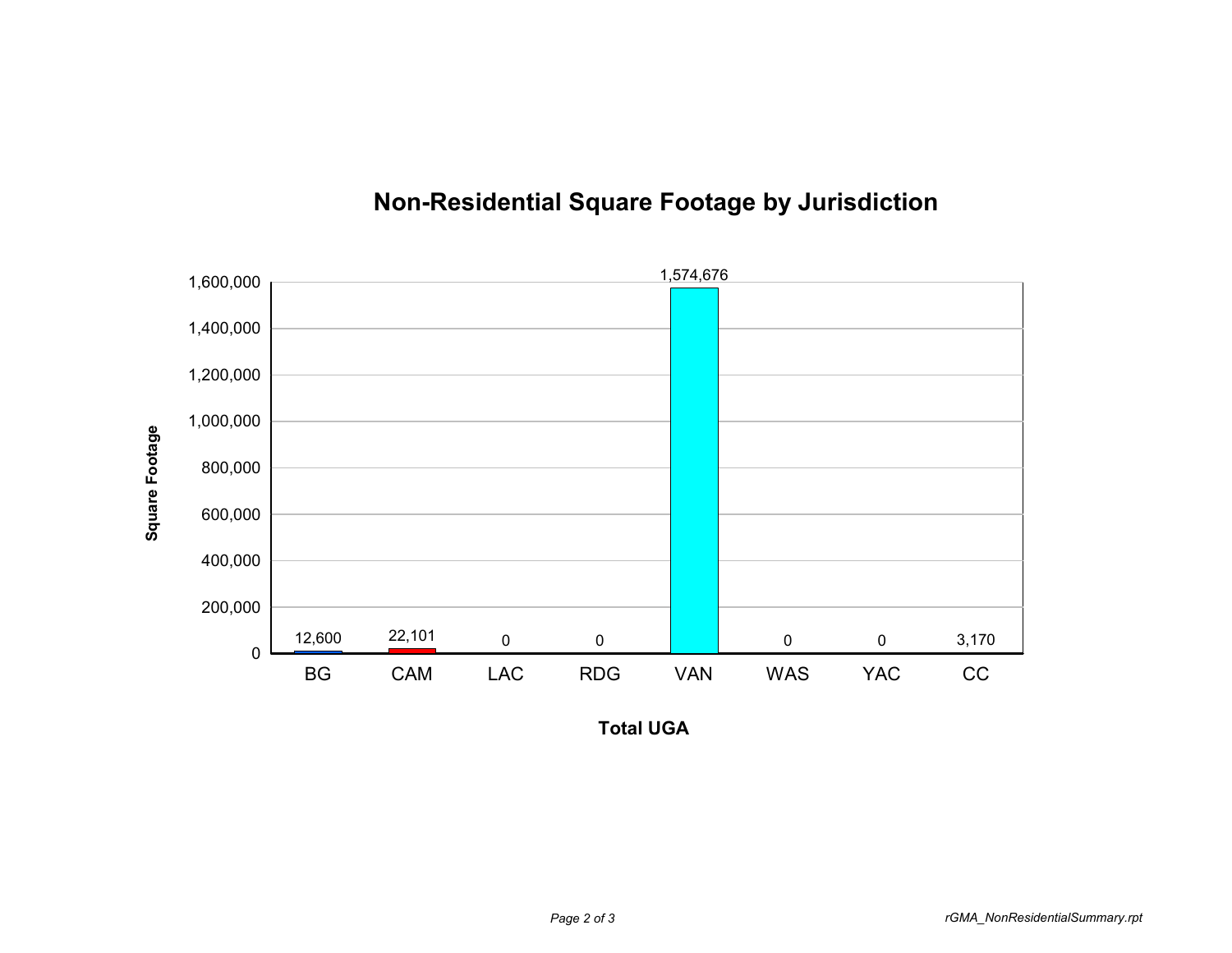## Non-Residential Square Footage by Jurisdiction

| Total UGA | Square Footage |
|---|---|
| BG | 12,600 |
| CAM | 22,101 |
| LAC | 0 |
| RDG | 0 |
| VAN | 1,574,676 |
| WAS | 0 |
| YAC | 0 |
| CC | 3,170 |

*rGMA_NonResidentialSummary.rpt*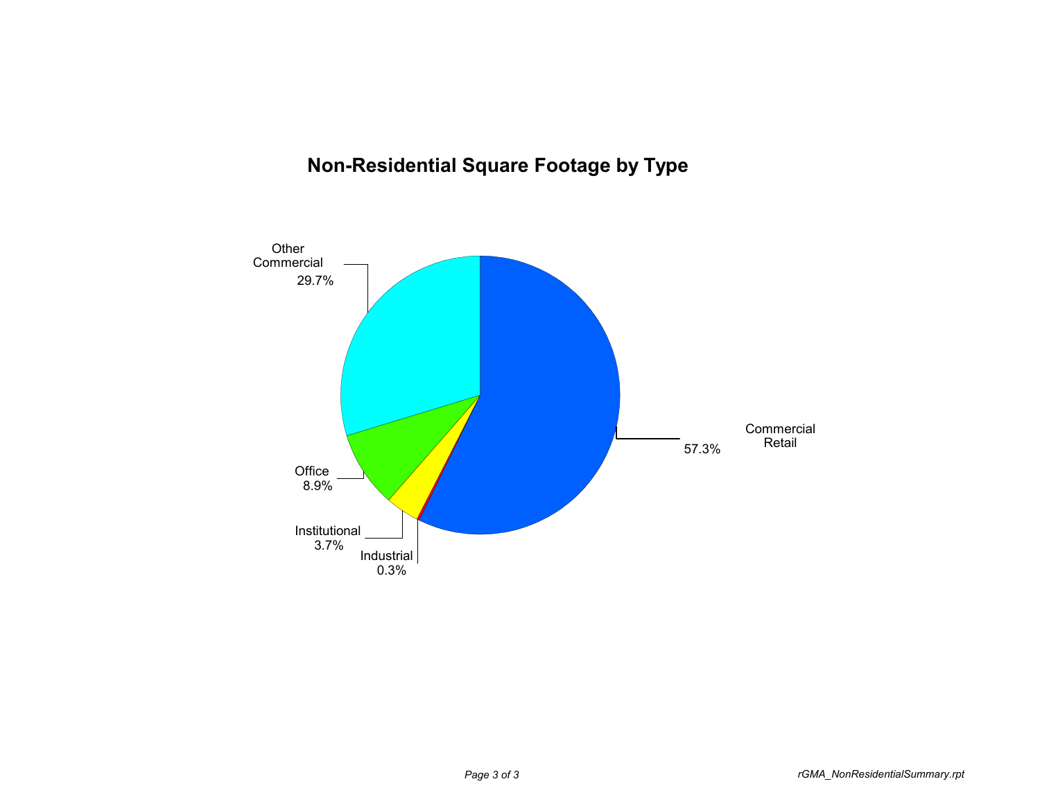## Non-Residential Square Footage by Type

Other Commercial
29.7%

Commercial Retail
57.3%

Office
8.9%

Institutional
3.7%

Industrial
0.3%

*rGMA_NonResidentialSummary.rpt*